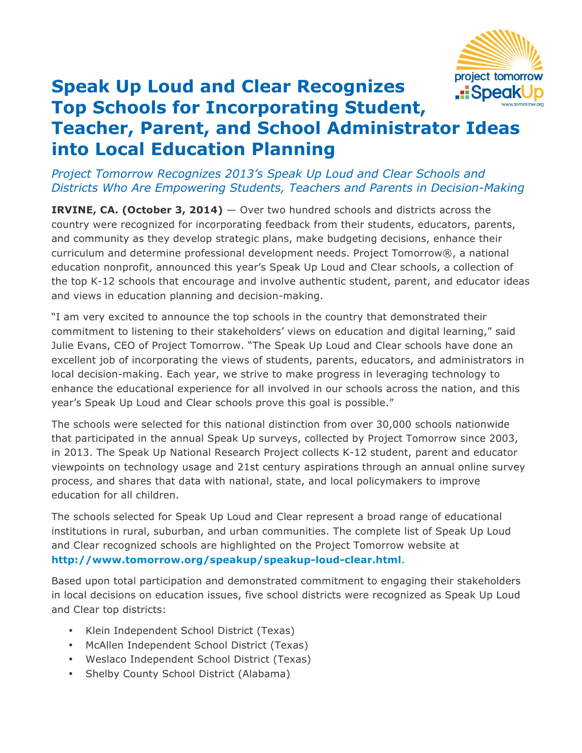# Speak Up Loud and Clear Recognizes Top Schools for Incorporating Student, Teacher, Parent, and School Administrator Ideas into Local Education Planning

*Project Tomorrow Recognizes 2013's Speak Up Loud and Clear Schools and Districts Who Are Empowering Students, Teachers and Parents in Decision-Making*

**IRVINE, CA. (October 3, 2014)** — Over two hundred schools and districts across the country were recognized for incorporating feedback from their students, educators, parents, and community as they develop strategic plans, make budgeting decisions, enhance their curriculum and determine professional development needs. Project Tomorrow®, a national education nonprofit, announced this year's Speak Up Loud and Clear schools, a collection of the top K-12 schools that encourage and involve authentic student, parent, and educator ideas and views in education planning and decision-making.

"I am very excited to announce the top schools in the country that demonstrated their commitment to listening to their stakeholders' views on education and digital learning," said Julie Evans, CEO of Project Tomorrow. "The Speak Up Loud and Clear schools have done an excellent job of incorporating the views of students, parents, educators, and administrators in local decision-making. Each year, we strive to make progress in leveraging technology to enhance the educational experience for all involved in our schools across the nation, and this year's Speak Up Loud and Clear schools prove this goal is possible."

The schools were selected for this national distinction from over 30,000 schools nationwide that participated in the annual Speak Up surveys, collected by Project Tomorrow since 2003, in 2013. The Speak Up National Research Project collects K-12 student, parent and educator viewpoints on technology usage and 21st century aspirations through an annual online survey process, and shares that data with national, state, and local policymakers to improve education for all children.

The schools selected for Speak Up Loud and Clear represent a broad range of educational institutions in rural, suburban, and urban communities. The complete list of Speak Up Loud and Clear recognized schools are highlighted on the Project Tomorrow website at **http://www.tomorrow.org/speakup/speakup-loud-clear.html**.

Based upon total participation and demonstrated commitment to engaging their stakeholders in local decisions on education issues, five school districts were recognized as Speak Up Loud and Clear top districts:

- Klein Independent School District (Texas)
- McAllen Independent School District (Texas)
- Weslaco Independent School District (Texas)
- Shelby County School District (Alabama)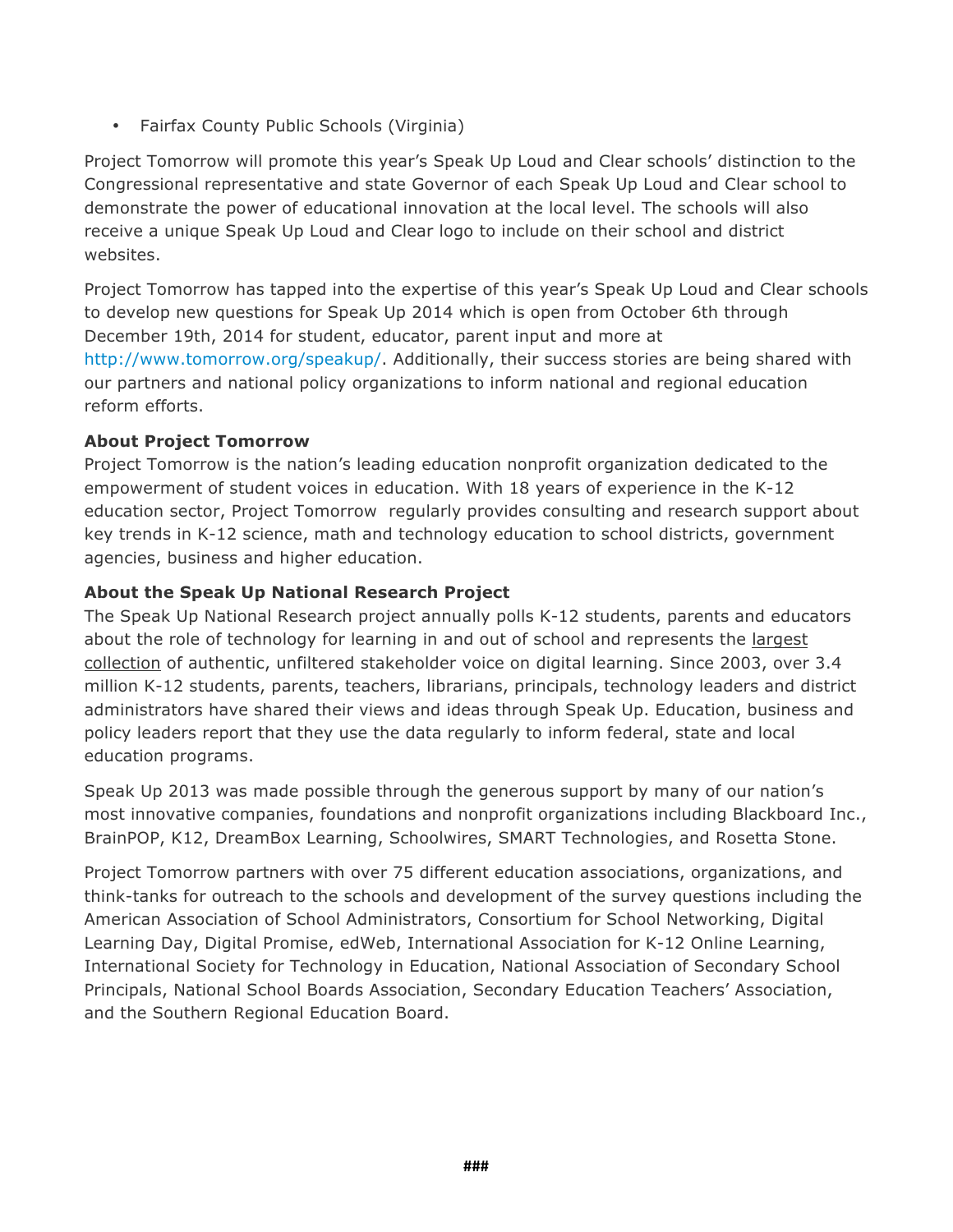- Fairfax County Public Schools (Virginia)

Project Tomorrow will promote this year's Speak Up Loud and Clear schools' distinction to the Congressional representative and state Governor of each Speak Up Loud and Clear school to demonstrate the power of educational innovation at the local level. The schools will also receive a unique Speak Up Loud and Clear logo to include on their school and district websites.

Project Tomorrow has tapped into the expertise of this year's Speak Up Loud and Clear schools to develop new questions for Speak Up 2014 which is open from October 6th through December 19th, 2014 for student, educator, parent input and more at http://www.tomorrow.org/speakup/. Additionally, their success stories are being shared with our partners and national policy organizations to inform national and regional education reform efforts.

**About Project Tomorrow**
Project Tomorrow is the nation's leading education nonprofit organization dedicated to the empowerment of student voices in education. With 18 years of experience in the K-12 education sector, Project Tomorrow regularly provides consulting and research support about key trends in K-12 science, math and technology education to school districts, government agencies, business and higher education.

**About the Speak Up National Research Project**
The Speak Up National Research project annually polls K-12 students, parents and educators about the role of technology for learning in and out of school and represents the largest collection of authentic, unfiltered stakeholder voice on digital learning. Since 2003, over 3.4 million K-12 students, parents, teachers, librarians, principals, technology leaders and district administrators have shared their views and ideas through Speak Up. Education, business and policy leaders report that they use the data regularly to inform federal, state and local education programs.

Speak Up 2013 was made possible through the generous support by many of our nation's most innovative companies, foundations and nonprofit organizations including Blackboard Inc., BrainPOP, K12, DreamBox Learning, Schoolwires, SMART Technologies, and Rosetta Stone.

Project Tomorrow partners with over 75 different education associations, organizations, and think-tanks for outreach to the schools and development of the survey questions including the American Association of School Administrators, Consortium for School Networking, Digital Learning Day, Digital Promise, edWeb, International Association for K-12 Online Learning, International Society for Technology in Education, National Association of Secondary School Principals, National School Boards Association, Secondary Education Teachers' Association, and the Southern Regional Education Board.

###